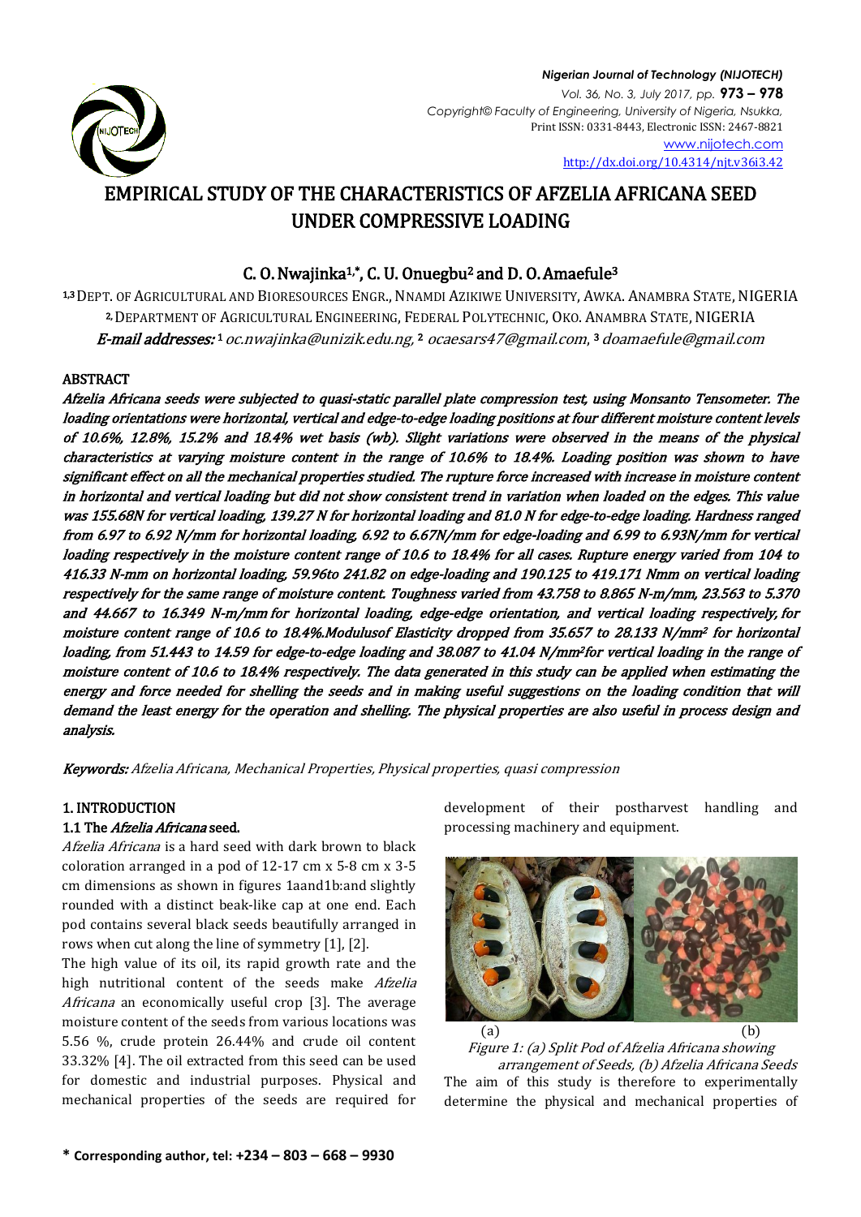# EMPIRICAL STUDY OF THE CHARACTERISTICS OF AFZELIA AFRICANA SEED UNDER COMPRESSIVE LOADING

**C. O. Nwajinka[1,*], C. U. Onuegbu[2] and D. O. Amaefule[3]**

[1,3] DEPT. OF AGRICULTURAL AND BIORESOURCES ENGR., NNAMDI AZIKIWE UNIVERSITY, AWKA. ANAMBRA STATE, NIGERIA
[2] DEPARTMENT OF AGRICULTURAL ENGINEERING, FEDERAL POLYTECHNIC, OKO. ANAMBRA STATE, NIGERIA
*E-mail addresses:* [1] oc.nwajinka@unizik.edu.ng, [2] ocaesars47@gmail.com, [3] doamaefule@gmail.com

## ABSTRACT

*Afzelia Africana seeds were subjected to quasi-static parallel plate compression test, using Monsanto Tensometer. The loading orientations were horizontal, vertical and edge-to-edge loading positions at four different moisture content levels of 10.6%, 12.8%, 15.2% and 18.4% wet basis (wb). Slight variations were observed in the means of the physical characteristics at varying moisture content in the range of 10.6% to 18.4%. Loading position was shown to have significant effect on all the mechanical properties studied. The rupture force increased with increase in moisture content in horizontal and vertical loading but did not show consistent trend in variation when loaded on the edges. This value was 155.68N for vertical loading, 139.27 N for horizontal loading and 81.0 N for edge-to-edge loading. Hardness ranged from 6.97 to 6.92 N/mm for horizontal loading, 6.92 to 6.67N/mm for edge-loading and 6.99 to 6.93N/mm for vertical loading respectively in the moisture content range of 10.6 to 18.4% for all cases. Rupture energy varied from 104 to 416.33 N-mm on horizontal loading, 59.96to 241.82 on edge-loading and 190.125 to 419.171 Nmm on vertical loading respectively for the same range of moisture content. Toughness varied from 43.758 to 8.865 N-m/mm, 23.563 to 5.370 and 44.667 to 16.349 N-m/mm for horizontal loading, edge-edge orientation, and vertical loading respectively, for moisture content range of 10.6 to 18.4%.Modulusof Elasticity dropped from 35.657 to 28.133 N/mm² for horizontal loading, from 51.443 to 14.59 for edge-to-edge loading and 38.087 to 41.04 N/mm²for vertical loading in the range of moisture content of 10.6 to 18.4% respectively. The data generated in this study can be applied when estimating the energy and force needed for shelling the seeds and in making useful suggestions on the loading condition that will demand the least energy for the operation and shelling. The physical properties are also useful in process design and analysis.*

***Keywords:*** *Afzelia Africana, Mechanical Properties, Physical properties, quasi compression*

## 1. INTRODUCTION

### 1.1 The *Afzelia Africana* seed.

*Afzelia Africana* is a hard seed with dark brown to black coloration arranged in a pod of 12-17 cm x 5-8 cm x 3-5 cm dimensions as shown in figures 1aand1b:and slightly rounded with a distinct beak-like cap at one end. Each pod contains several black seeds beautifully arranged in rows when cut along the line of symmetry [1], [2].

The high value of its oil, its rapid growth rate and the high nutritional content of the seeds make *Afzelia Africana* an economically useful crop [3]. The average moisture content of the seeds from various locations was 5.56 %, crude protein 26.44% and crude oil content 33.32% [4]. The oil extracted from this seed can be used for domestic and industrial purposes. Physical and mechanical properties of the seeds are required for development of their postharvest handling and processing machinery and equipment.

(a) (b)

*Figure 1: (a) Split Pod of Afzelia Africana showing arrangement of Seeds, (b) Afzelia Africana Seeds*

The aim of this study is therefore to experimentally determine the physical and mechanical properties of

\* **Corresponding author, tel: +234 – 803 – 668 – 9930**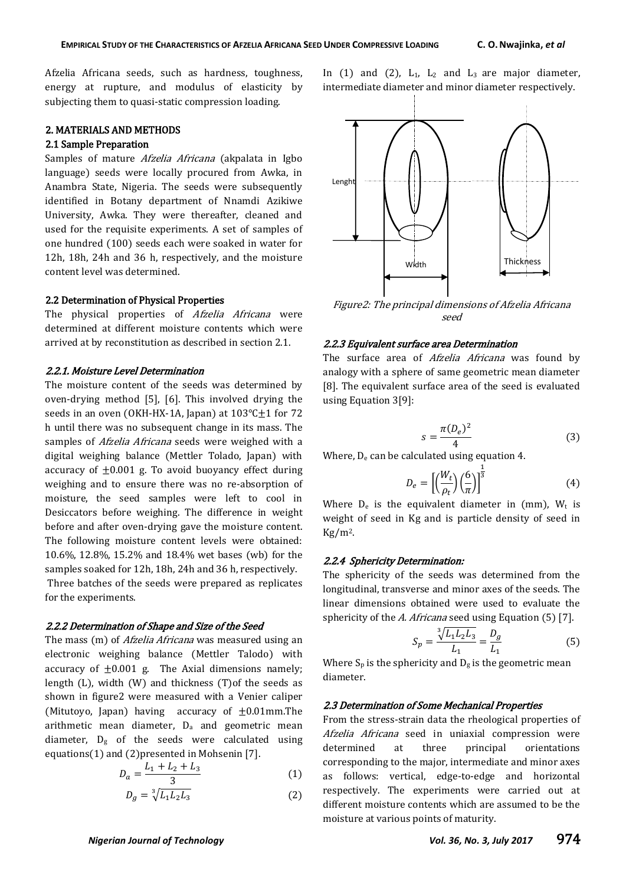Afzelia Africana seeds, such as hardness, toughness, energy at rupture, and modulus of elasticity by subjecting them to quasi-static compression loading.

## 2. MATERIALS AND METHODS

### 2.1 Sample Preparation

Samples of mature *Afzelia Africana* (akpalata in Igbo language) seeds were locally procured from Awka, in Anambra State, Nigeria. The seeds were subsequently identified in Botany department of Nnamdi Azikiwe University, Awka. They were thereafter, cleaned and used for the requisite experiments. A set of samples of one hundred (100) seeds each were soaked in water for 12h, 18h, 24h and 36 h, respectively, and the moisture content level was determined.

### 2.2 Determination of Physical Properties

The physical properties of *Afzelia Africana* were determined at different moisture contents which were arrived at by reconstitution as described in section 2.1.

#### *2.2.1. Moisture Level Determination*

The moisture content of the seeds was determined by oven-drying method [5], [6]. This involved drying the seeds in an oven (OKH-HX-1A, Japan) at 103°C±1 for 72 h until there was no subsequent change in its mass. The samples of *Afzelia Africana* seeds were weighed with a digital weighing balance (Mettler Tolado, Japan) with accuracy of ±0.001 g. To avoid buoyancy effect during weighing and to ensure there was no re-absorption of moisture, the seed samples were left to cool in Desiccators before weighing. The difference in weight before and after oven-drying gave the moisture content. The following moisture content levels were obtained: 10.6%, 12.8%, 15.2% and 18.4% wet bases (wb) for the samples soaked for 12h, 18h, 24h and 36 h, respectively.

Three batches of the seeds were prepared as replicates for the experiments.

#### *2.2.2 Determination of Shape and Size of the Seed*

The mass (m) of *Afzelia Africana* was measured using an electronic weighing balance (Mettler Talodo) with accuracy of ±0.001 g. The Axial dimensions namely; length (L), width (W) and thickness (T)of the seeds as shown in figure2 were measured with a Venier caliper (Mitutoyo, Japan) having accuracy of ±0.01mm.The arithmetic mean diameter, $D_a$ and geometric mean diameter, $D_g$ of the seeds were calculated using equations(1) and (2)presented in Mohsenin [7].

$$D_a = \frac{L_1 + L_2 + L_3}{3} \tag{1}$$

$$D_g = \sqrt[3]{L_1 L_2 L_3} \tag{2}$$

In (1) and (2), $L_1$, $L_2$ and $L_3$ are major diameter, intermediate diameter and minor diameter respectively.

*Figure2: The principal dimensions of Afzelia Africana seed*

#### *2.2.3 Equivalent surface area Determination*

The surface area of *Afzelia Africana* was found by analogy with a sphere of same geometric mean diameter [8]. The equivalent surface area of the seed is evaluated using Equation 3[9]:

$$s = \frac{\pi (D_e)^2}{4} \tag{3}$$

Where, $D_e$ can be calculated using equation 4.

$$D_e = \left[\left(\frac{W_t}{\rho_t}\right)\left(\frac{6}{\pi}\right)\right]^{\frac{1}{3}} \tag{4}$$

Where $D_e$ is the equivalent diameter in (mm), $W_t$ is weight of seed in Kg and is particle density of seed in $Kg/m^2$.

#### *2.2.4 Sphericity Determination:*

The sphericity of the seeds was determined from the longitudinal, transverse and minor axes of the seeds. The linear dimensions obtained were used to evaluate the sphericity of the *A. Africana* seed using Equation (5) [7].

$$S_p = \frac{\sqrt[3]{L_1 L_2 L_3}}{L_1} = \frac{D_g}{L_1} \tag{5}$$

Where $S_p$ is the sphericity and $D_g$ is the geometric mean diameter.

### *2.3 Determination of Some Mechanical Properties*

From the stress-strain data the rheological properties of *Afzelia Africana* seed in uniaxial compression were determined at three principal orientations corresponding to the major, intermediate and minor axes as follows: vertical, edge-to-edge and horizontal respectively. The experiments were carried out at different moisture contents which are assumed to be the moisture at various points of maturity.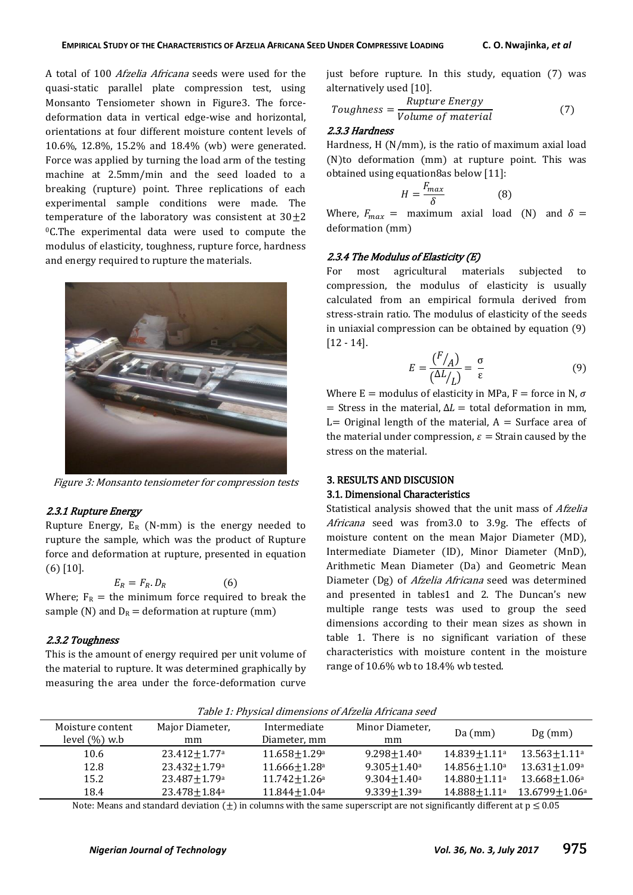A total of 100 *Afzelia Africana* seeds were used for the quasi-static parallel plate compression test, using Monsanto Tensiometer shown in Figure3. The force-deformation data in vertical edge-wise and horizontal, orientations at four different moisture content levels of 10.6%, 12.8%, 15.2% and 18.4% (wb) were generated. Force was applied by turning the load arm of the testing machine at 2.5mm/min and the seed loaded to a breaking (rupture) point. Three replications of each experimental sample conditions were made. The temperature of the laboratory was consistent at 30±2 $^0$C.The experimental data were used to compute the modulus of elasticity, toughness, rupture force, hardness and energy required to rupture the materials.

*Figure 3: Monsanto tensiometer for compression tests*

#### *2.3.1 Rupture Energy*

Rupture Energy, $E_R$ (N-mm) is the energy needed to rupture the sample, which was the product of Rupture force and deformation at rupture, presented in equation (6) [10].

$$E_R = F_R . D_R \qquad (6)$$

Where; $F_R$ = the minimum force required to break the sample (N) and $D_R$ = deformation at rupture (mm)

#### *2.3.2 Toughness*

This is the amount of energy required per unit volume of the material to rupture. It was determined graphically by measuring the area under the force-deformation curve just before rupture. In this study, equation (7) was alternatively used [10].

$$Toughness = \frac{Rupture\ Energy}{Volume\ of\ material} \qquad (7)$$

#### *2.3.3 Hardness*

Hardness, H (N/mm), is the ratio of maximum axial load (N)to deformation (mm) at rupture point. This was obtained using equation8as below [11]:

$$H = \frac{F_{max}}{\delta} \qquad (8)$$

Where, $F_{max}$ = maximum axial load (N) and $\delta$ = deformation (mm)

#### *2.3.4 The Modulus of Elasticity (E)*

For most agricultural materials subjected to compression, the modulus of elasticity is usually calculated from an empirical formula derived from stress-strain ratio. The modulus of elasticity of the seeds in uniaxial compression can be obtained by equation (9) [12 - 14].

$$E = \frac{(F/_A)}{(\Delta L/_L)} = \frac{\sigma}{\varepsilon} \qquad (9)$$

Where E = modulus of elasticity in MPa, F = force in N, $\sigma$ = Stress in the material, $\Delta L$ = total deformation in mm, L= Original length of the material, A = Surface area of the material under compression, $\varepsilon$ = Strain caused by the stress on the material.

## 3. RESULTS AND DISCUSION

### 3.1. Dimensional Characteristics

Statistical analysis showed that the unit mass of *Afzelia Africana* seed was from3.0 to 3.9g. The effects of moisture content on the mean Major Diameter (MD), Intermediate Diameter (ID), Minor Diameter (MnD), Arithmetic Mean Diameter (Da) and Geometric Mean Diameter (Dg) of *Afzelia Africana* seed was determined and presented in tables1 and 2. The Duncan's new multiple range tests was used to group the seed dimensions according to their mean sizes as shown in table 1. There is no significant variation of these characteristics with moisture content in the moisture range of 10.6% wb to 18.4% wb tested.

*Table 1: Physical dimensions of Afzelia Africana seed*

| Moisture content level (%) w.b | Major Diameter, mm | Intermediate Diameter, mm | Minor Diameter, mm | Da (mm) | Dg (mm) |
|---|---|---|---|---|---|
| 10.6 | 23.412±1.77[a] | 11.658±1.29[a] | 9.298±1.40[a] | 14.839±1.11[a] | 13.563±1.11[a] |
| 12.8 | 23.432±1.79[a] | 11.666±1.28[a] | 9.305±1.40[a] | 14.856±1.10[a] | 13.631±1.09[a] |
| 15.2 | 23.487±1.79[a] | 11.742±1.26[a] | 9.304±1.40[a] | 14.880±1.11[a] | 13.668±1.06[a] |
| 18.4 | 23.478±1.84[a] | 11.844±1.04[a] | 9.339±1.39[a] | 14.888±1.11[a] | 13.6799±1.06[a] |

Note: Means and standard deviation (±) in columns with the same superscript are not significantly different at $p \leq 0.05$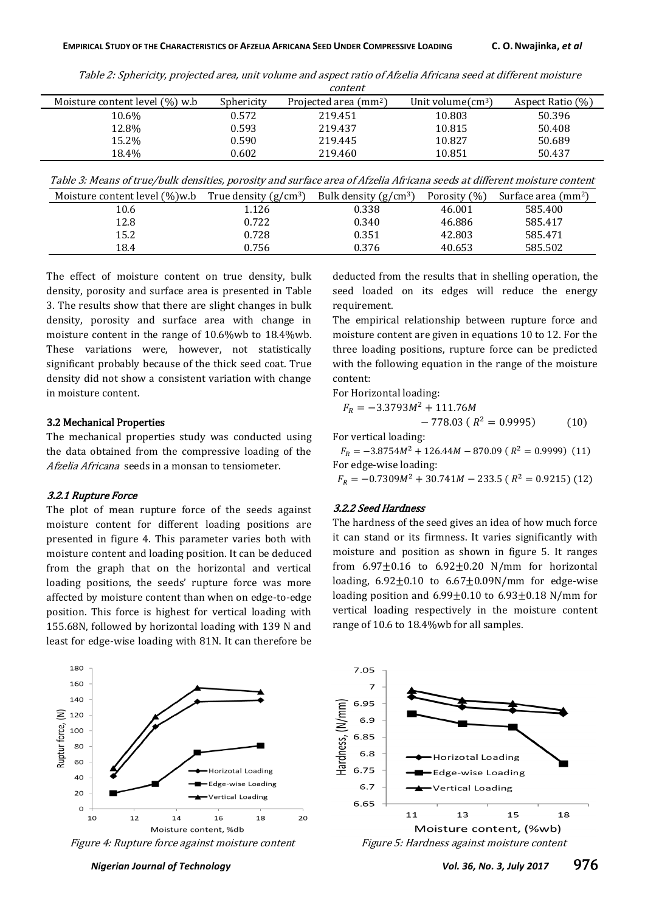Table 2: Sphericity, projected area, unit volume and aspect ratio of Afzelia Africana seed at different moisture content

| Moisture content level (%) w.b | Sphericity | Projected area ($mm^2$) | Unit volume($cm^3$) | Aspect Ratio (%) |
|---|---|---|---|---|
| 10.6% | 0.572 | 219.451 | 10.803 | 50.396 |
| 12.8% | 0.593 | 219.437 | 10.815 | 50.408 |
| 15.2% | 0.590 | 219.445 | 10.827 | 50.689 |
| 18.4% | 0.602 | 219.460 | 10.851 | 50.437 |

Table 3: Means of true/bulk densities, porosity and surface area of Afzelia Africana seeds at different moisture content

| Moisture content level (%)w.b | True density ($g/cm^3$) | Bulk density ($g/cm^3$) | Porosity (%) | Surface area ($mm^2$) |
|---|---|---|---|---|
| 10.6 | 1.126 | 0.338 | 46.001 | 585.400 |
| 12.8 | 0.722 | 0.340 | 46.886 | 585.417 |
| 15.2 | 0.728 | 0.351 | 42.803 | 585.471 |
| 18.4 | 0.756 | 0.376 | 40.653 | 585.502 |

The effect of moisture content on true density, bulk density, porosity and surface area is presented in Table 3. The results show that there are slight changes in bulk density, porosity and surface area with change in moisture content in the range of 10.6%wb to 18.4%wb. These variations were, however, not statistically significant probably because of the thick seed coat. True density did not show a consistent variation with change in moisture content.

### 3.2 Mechanical Properties

The mechanical properties study was conducted using the data obtained from the compressive loading of the *Afzelia Africana* seeds in a monsan to tensiometer.

#### *3.2.1 Rupture Force*

The plot of mean rupture force of the seeds against moisture content for different loading positions are presented in figure 4. This parameter varies both with moisture content and loading position. It can be deduced from the graph that on the horizontal and vertical loading positions, the seeds' rupture force was more affected by moisture content than when on edge-to-edge position. This force is highest for vertical loading with 155.68N, followed by horizontal loading with 139 N and least for edge-wise loading with 81N. It can therefore be deducted from the results that in shelling operation, the seed loaded on its edges will reduce the energy requirement.

The empirical relationship between rupture force and moisture content are given in equations 10 to 12. For the three loading positions, rupture force can be predicted with the following equation in the range of the moisture content:

For Horizontal loading:

$$F_R = -3.3793M^2 + 111.76M - 778.03 \; (R^2 = 0.9995) \qquad (10)$$

For vertical loading:

$$F_R = -3.8754M^2 + 126.44M - 870.09 \; (R^2 = 0.9999) \qquad (11)$$

For edge-wise loading:

$$F_R = -0.7309M^2 + 30.741M - 233.5 \; (R^2 = 0.9215) \qquad (12)$$

#### *3.2.2 Seed Hardness*

The hardness of the seed gives an idea of how much force it can stand or its firmness. It varies significantly with moisture and position as shown in figure 5. It ranges from 6.97±0.16 to 6.92±0.20 N/mm for horizontal loading, 6.92±0.10 to 6.67±0.09N/mm for edge-wise loading position and 6.99±0.10 to 6.93±0.18 N/mm for vertical loading respectively in the moisture content range of 10.6 to 18.4%wb for all samples.

*Figure 4: Rupture force against moisture content*

*Figure 5: Hardness against moisture content*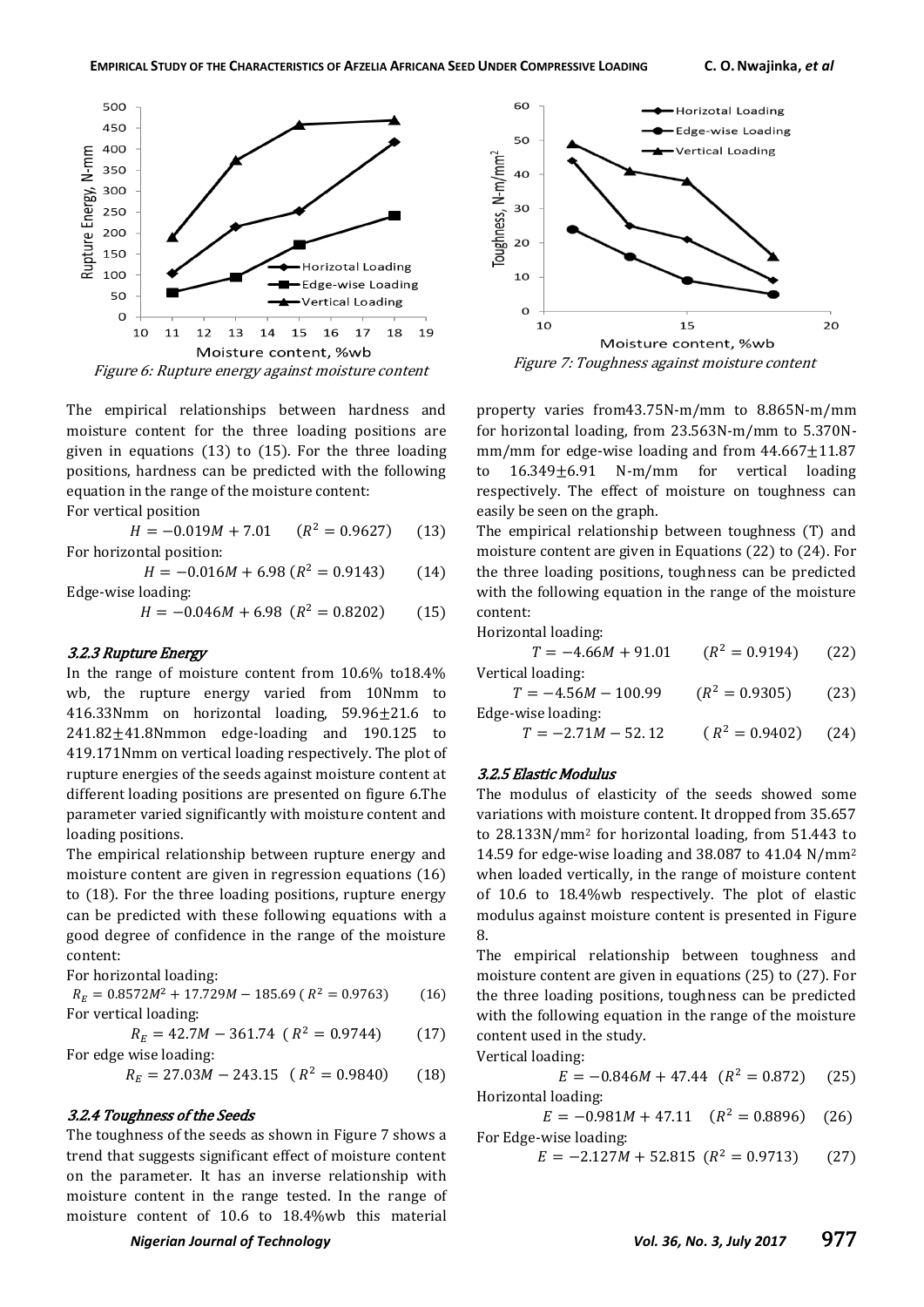Figure 6: Rupture energy against moisture content

Figure 7: Toughness against moisture content

The empirical relationships between hardness and moisture content for the three loading positions are given in equations (13) to (15). For the three loading positions, hardness can be predicted with the following equation in the range of the moisture content:

For vertical position

$$H = -0.019M + 7.01 \quad (R^2 = 0.9627) \quad (13)$$

For horizontal position:

$$H = -0.016M + 6.98 \; (R^2 = 0.9143) \quad (14)$$

Edge-wise loading:

$$H = -0.046M + 6.98 \; (R^2 = 0.8202) \quad (15)$$

### 3.2.3 Rupture Energy

In the range of moisture content from 10.6% to18.4% wb, the rupture energy varied from 10Nmm to 416.33Nmm on horizontal loading, 59.96±21.6 to 241.82±41.8Nmmon edge-loading and 190.125 to 419.171Nmm on vertical loading respectively. The plot of rupture energies of the seeds against moisture content at different loading positions are presented on figure 6.The parameter varied significantly with moisture content and loading positions.

The empirical relationship between rupture energy and moisture content are given in regression equations (16) to (18). For the three loading positions, rupture energy can be predicted with these following equations with a good degree of confidence in the range of the moisture content:

For horizontal loading:

$$R_E = 0.8572M^2 + 17.729M - 185.69 \; (R^2 = 0.9763) \quad (16)$$

For vertical loading:

$$R_E = 42.7M - 361.74 \; (R^2 = 0.9744) \quad (17)$$

For edge wise loading:

$$R_E = 27.03M - 243.15 \; (R^2 = 0.9840) \quad (18)$$

### 3.2.4 Toughness of the Seeds

The toughness of the seeds as shown in Figure 7 shows a trend that suggests significant effect of moisture content on the parameter. It has an inverse relationship with moisture content in the range tested. In the range of moisture content of 10.6 to 18.4%wb this material property varies from43.75N-m/mm to 8.865N-m/mm for horizontal loading, from 23.563N-m/mm to 5.370N-mm/mm for edge-wise loading and from 44.667±11.87 to 16.349±6.91 N-m/mm for vertical loading respectively. The effect of moisture on toughness can easily be seen on the graph.

The empirical relationship between toughness (T) and moisture content are given in Equations (22) to (24). For the three loading positions, toughness can be predicted with the following equation in the range of the moisture content:

Horizontal loading:

$$T = -4.66M + 91.01 \quad (R^2 = 0.9194) \quad (22)$$

Vertical loading:

$$T = -4.56M - 100.99 \quad (R^2 = 0.9305) \quad (23)$$

Edge-wise loading:

$$T = -2.71M - 52.12 \quad (R^2 = 0.9402) \quad (24)$$

### 3.2.5 Elastic Modulus

The modulus of elasticity of the seeds showed some variations with moisture content. It dropped from 35.657 to 28.133N/mm² for horizontal loading, from 51.443 to 14.59 for edge-wise loading and 38.087 to 41.04 N/mm² when loaded vertically, in the range of moisture content of 10.6 to 18.4%wb respectively. The plot of elastic modulus against moisture content is presented in Figure 8.

The empirical relationship between toughness and moisture content are given in equations (25) to (27). For the three loading positions, toughness can be predicted with the following equation in the range of the moisture content used in the study.

Vertical loading:

$$E = -0.846M + 47.44 \quad (R^2 = 0.872) \quad (25)$$

Horizontal loading:

$$E = -0.981M + 47.11 \quad (R^2 = 0.8896) \quad (26)$$

For Edge-wise loading:

$$E = -2.127M + 52.815 \; (R^2 = 0.9713) \quad (27)$$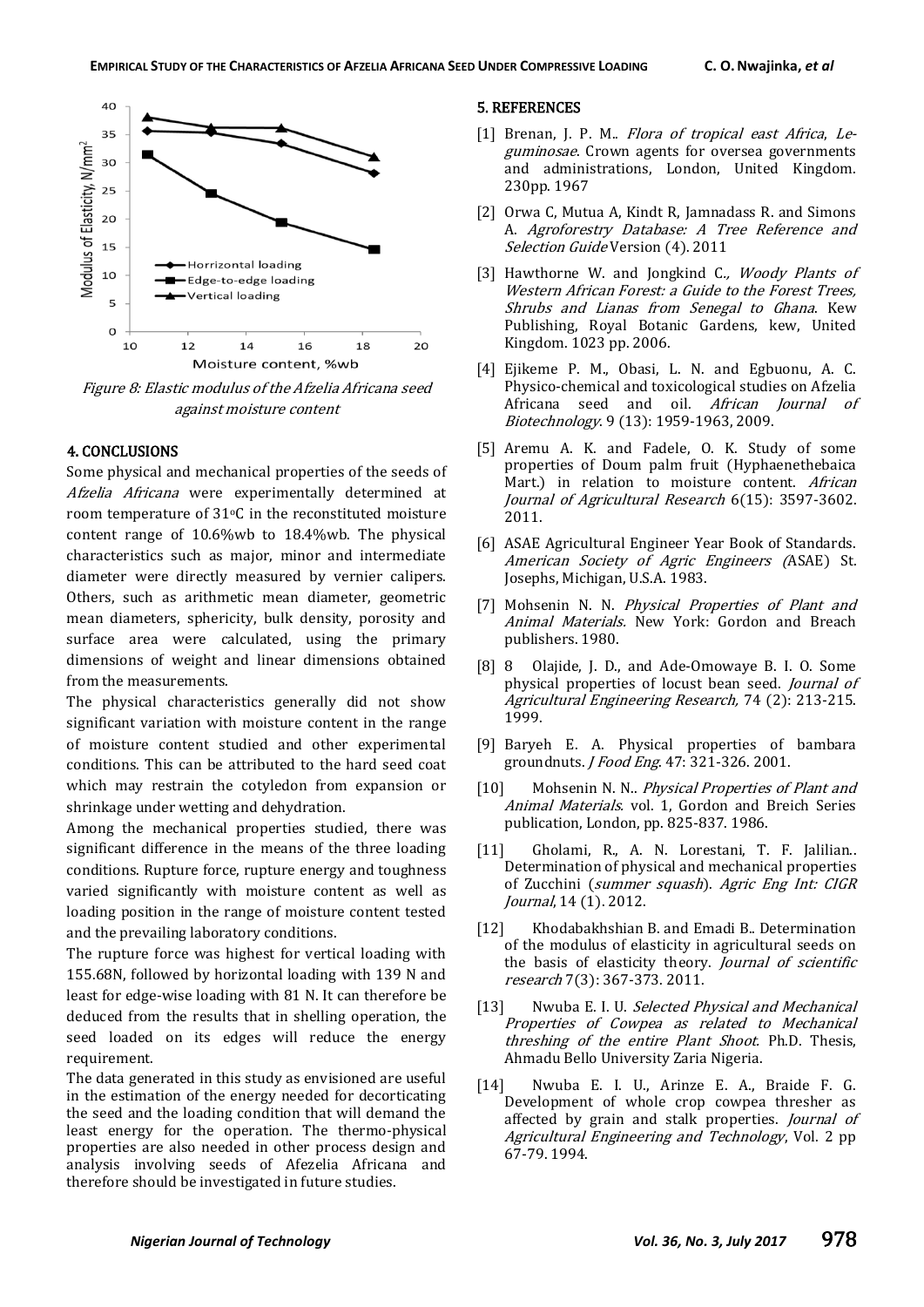40
35
30
25
20
15
10
5
0

Modulus of Elasticity, N/mm$^2$

10 12 14 16 18 20

Moisture content, %wb

Horrizontal loading
Edge-to-edge loading
Vertical loading

*Figure 8: Elastic modulus of the Afzelia Africana seed against moisture content*

## 4. CONCLUSIONS

Some physical and mechanical properties of the seeds of *Afzelia Africana* were experimentally determined at room temperature of 31$^o$C in the reconstituted moisture content range of 10.6%wb to 18.4%wb. The physical characteristics such as major, minor and intermediate diameter were directly measured by vernier calipers. Others, such as arithmetic mean diameter, geometric mean diameters, sphericity, bulk density, porosity and surface area were calculated, using the primary dimensions of weight and linear dimensions obtained from the measurements.

The physical characteristics generally did not show significant variation with moisture content in the range of moisture content studied and other experimental conditions. This can be attributed to the hard seed coat which may restrain the cotyledon from expansion or shrinkage under wetting and dehydration.

Among the mechanical properties studied, there was significant difference in the means of the three loading conditions. Rupture force, rupture energy and toughness varied significantly with moisture content as well as loading position in the range of moisture content tested and the prevailing laboratory conditions.

The rupture force was highest for vertical loading with 155.68N, followed by horizontal loading with 139 N and least for edge-wise loading with 81 N. It can therefore be deduced from the results that in shelling operation, the seed loaded on its edges will reduce the energy requirement.

The data generated in this study as envisioned are useful in the estimation of the energy needed for decorticating the seed and the loading condition that will demand the least energy for the operation. The thermo-physical properties are also needed in other process design and analysis involving seeds of Afezelia Africana and therefore should be investigated in future studies.

## 5. REFERENCES

[1] Brenan, J. P. M.. *Flora of tropical east Africa, Leguminosae*. Crown agents for oversea governments and administrations, London, United Kingdom. 230pp. 1967

[2] Orwa C, Mutua A, Kindt R, Jamnadass R. and Simons A. *Agroforestry Database: A Tree Reference and Selection Guide* Version (4). 2011

[3] Hawthorne W. and Jongkind C*., Woody Plants of Western African Forest: a Guide to the Forest Trees, Shrubs and Lianas from Senegal to Ghana*. Kew Publishing, Royal Botanic Gardens, kew, United Kingdom. 1023 pp. 2006.

[4] Ejikeme P. M., Obasi, L. N. and Egbuonu, A. C. Physico-chemical and toxicological studies on Afzelia Africana seed and oil. *African Journal of Biotechnology*. 9 (13): 1959-1963, 2009.

[5] Aremu A. K. and Fadele, O. K. Study of some properties of Doum palm fruit (Hyphaenethebaica Mart.) in relation to moisture content. *African Journal of Agricultural Research* 6(15): 3597-3602. 2011.

[6] ASAE Agricultural Engineer Year Book of Standards. *American Society of Agric Engineers (*ASAE) St. Josephs, Michigan, U.S.A. 1983.

[7] Mohsenin N. N. *Physical Properties of Plant and Animal Materials*. New York: Gordon and Breach publishers. 1980.

[8] 8 Olajide, J. D., and Ade-Omowaye B. I. O. Some physical properties of locust bean seed. *Journal of Agricultural Engineering Research,* 74 (2): 213-215. 1999.

[9] Baryeh E. A. Physical properties of bambara groundnuts. *J Food Eng*. 47: 321-326. 2001.

[10] Mohsenin N. N.. *Physical Properties of Plant and Animal Materials*. vol. 1, Gordon and Breich Series publication, London, pp. 825-837. 1986.

[11] Gholami, R., A. N. Lorestani, T. F. Jalilian.. Determination of physical and mechanical properties of Zucchini (*summer squash*). *Agric Eng Int: CIGR Journal*, 14 (1). 2012.

[12] Khodabakhshian B. and Emadi B.. Determination of the modulus of elasticity in agricultural seeds on the basis of elasticity theory. *Journal of scientific research* 7(3): 367-373. 2011.

[13] Nwuba E. I. U. *Selected Physical and Mechanical Properties of Cowpea as related to Mechanical threshing of the entire Plant Shoot*. Ph.D. Thesis, Ahmadu Bello University Zaria Nigeria.

[14] Nwuba E. I. U., Arinze E. A., Braide F. G. Development of whole crop cowpea thresher as affected by grain and stalk properties. *Journal of Agricultural Engineering and Technology*, Vol. 2 pp 67-79. 1994.